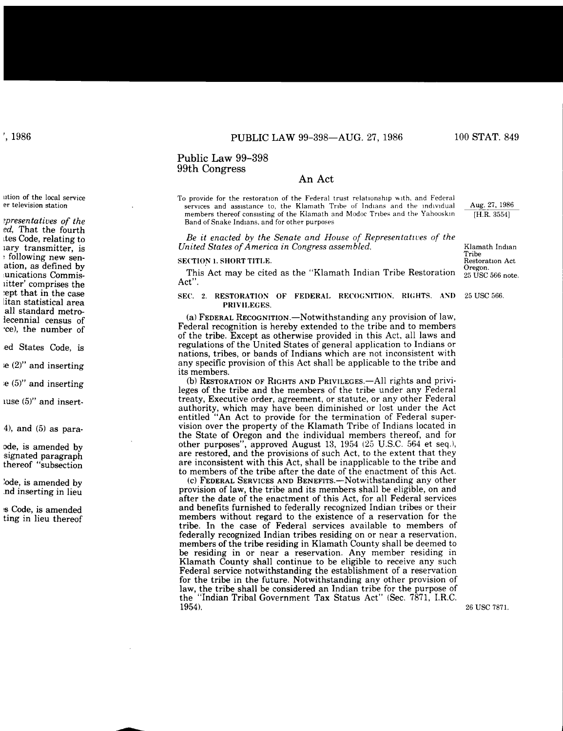# Public Law 99-398
# 99th Congress

## An Act

To provide for the restoration of the Federal trust relationship with, and Federal services and assistance to, the Klamath Tribe of Indians and the individual members thereof consisting of the Klamath and Modoc Tribes and the Yahooskin Band of Snake Indians, and for other purposes

Aug. 27, 1986
[H.R. 3554]

*Be it enacted by the Senate and House of Representatives of the United States of America in Congress assembled,*

Klamath Indian Tribe Restoration Act
Oregon.
25 USC 566 note.

**SECTION 1. SHORT TITLE.**

This Act may be cited as the "Klamath Indian Tribe Restoration Act".

25 USC 566.

**SEC. 2. RESTORATION OF FEDERAL RECOGNITION, RIGHTS, AND PRIVILEGES.**

(a) FEDERAL RECOGNITION.—Notwithstanding any provision of law, Federal recognition is hereby extended to the tribe and to members of the tribe. Except as otherwise provided in this Act, all laws and regulations of the United States of general application to Indians or nations, tribes, or bands of Indians which are not inconsistent with any specific provision of this Act shall be applicable to the tribe and its members.

(b) RESTORATION OF RIGHTS AND PRIVILEGES.—All rights and privileges of the tribe and the members of the tribe under any Federal treaty, Executive order, agreement, or statute, or any other Federal authority, which may have been diminished or lost under the Act entitled "An Act to provide for the termination of Federal supervision over the property of the Klamath Tribe of Indians located in the State of Oregon and the individual members thereof, and for other purposes", approved August 13, 1954 (25 U.S.C. 564 et seq.), are restored, and the provisions of such Act, to the extent that they are inconsistent with this Act, shall be inapplicable to the tribe and to members of the tribe after the date of the enactment of this Act.

(c) FEDERAL SERVICES AND BENEFITS.—Notwithstanding any other provision of law, the tribe and its members shall be eligible, on and after the date of the enactment of this Act, for all Federal services and benefits furnished to federally recognized Indian tribes or their members without regard to the existence of a reservation for the tribe. In the case of Federal services available to members of federally recognized Indian tribes residing on or near a reservation, members of the tribe residing in Klamath County shall be deemed to be residing in or near a reservation. Any member residing in Klamath County shall continue to be eligible to receive any such Federal service notwithstanding the establishment of a reservation for the tribe in the future. Notwithstanding any other provision of law, the tribe shall be considered an Indian tribe for the purpose of the "Indian Tribal Government Tax Status Act" (Sec. 7871, I.R.C. 1954).

26 USC 7871.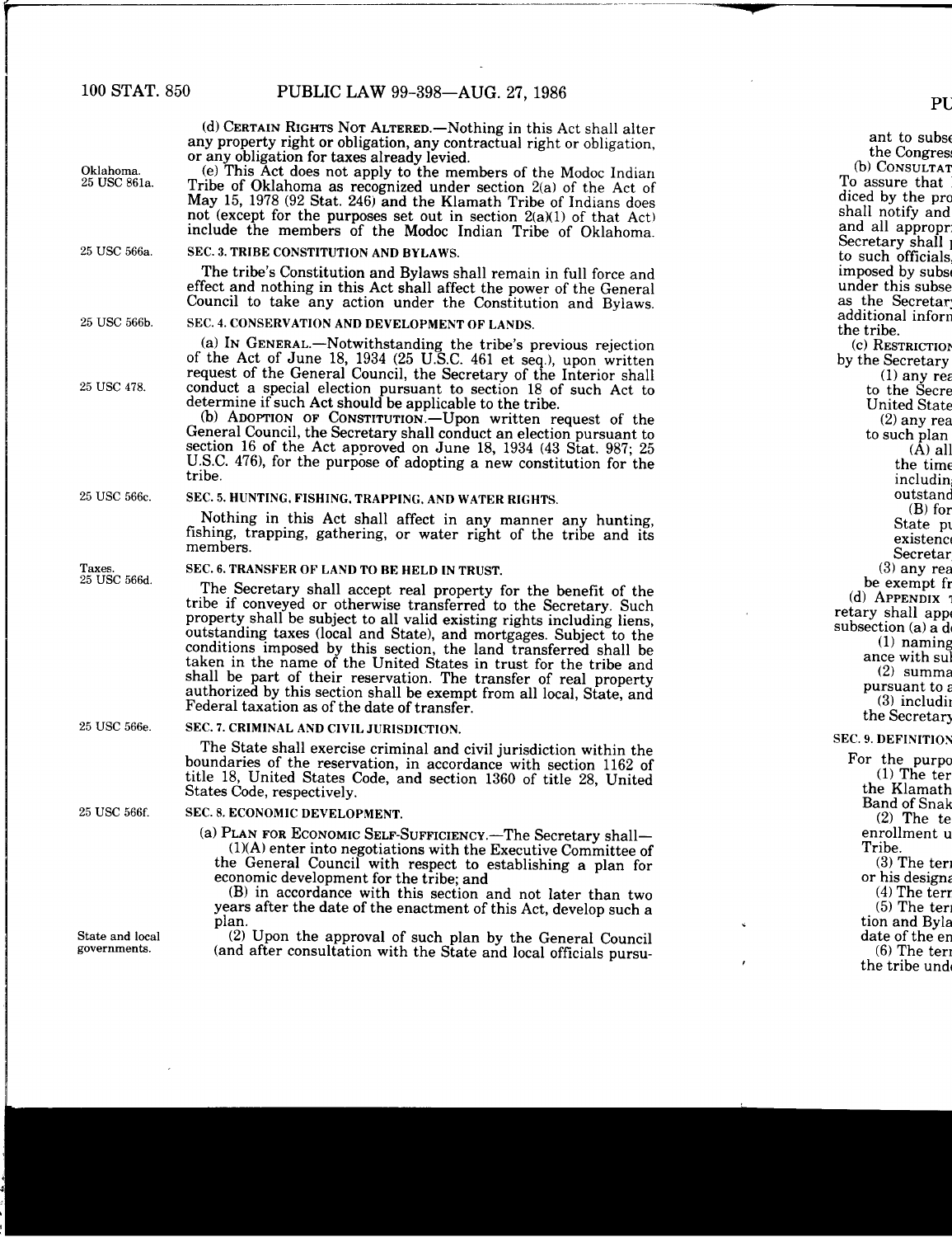(d) CERTAIN RIGHTS NOT ALTERED.—Nothing in this Act shall alter any property right or obligation, any contractual right or obligation, or any obligation for taxes already levied.

Oklahoma.
25 USC 861a.

(e) This Act does not apply to the members of the Modoc Indian Tribe of Oklahoma as recognized under section 2(a) of the Act of May 15, 1978 (92 Stat. 246) and the Klamath Tribe of Indians does not (except for the purposes set out in section 2(a)(1) of that Act) include the members of the Modoc Indian Tribe of Oklahoma.

25 USC 566a.

## SEC. 3. TRIBE CONSTITUTION AND BYLAWS.

The tribe's Constitution and Bylaws shall remain in full force and effect and nothing in this Act shall affect the power of the General Council to take any action under the Constitution and Bylaws.

25 USC 566b.

## SEC. 4. CONSERVATION AND DEVELOPMENT OF LANDS.

(a) IN GENERAL.—Notwithstanding the tribe's previous rejection of the Act of June 18, 1934 (25 U.S.C. 461 et seq.), upon written request of the General Council, the Secretary of the Interior shall conduct a special election pursuant to section 18 of such Act to determine if such Act should be applicable to the tribe.

25 USC 478.

(b) ADOPTION OF CONSTITUTION.—Upon written request of the General Council, the Secretary shall conduct an election pursuant to section 16 of the Act approved on June 18, 1934 (43 Stat. 987; 25 U.S.C. 476), for the purpose of adopting a new constitution for the tribe.

25 USC 566c.

## SEC. 5. HUNTING, FISHING, TRAPPING, AND WATER RIGHTS.

Nothing in this Act shall affect in any manner any hunting, fishing, trapping, gathering, or water right of the tribe and its members.

Taxes.
25 USC 566d.

## SEC. 6. TRANSFER OF LAND TO BE HELD IN TRUST.

The Secretary shall accept real property for the benefit of the tribe if conveyed or otherwise transferred to the Secretary. Such property shall be subject to all valid existing rights including liens, outstanding taxes (local and State), and mortgages. Subject to the conditions imposed by this section, the land transferred shall be taken in the name of the United States in trust for the tribe and shall be part of their reservation. The transfer of real property authorized by this section shall be exempt from all local, State, and Federal taxation as of the date of transfer.

25 USC 566e.

## SEC. 7. CRIMINAL AND CIVIL JURISDICTION.

The State shall exercise criminal and civil jurisdiction within the boundaries of the reservation, in accordance with section 1162 of title 18, United States Code, and section 1360 of title 28, United States Code, respectively.

25 USC 566f.

## SEC. 8. ECONOMIC DEVELOPMENT.

(a) PLAN FOR ECONOMIC SELF-SUFFICIENCY.—The Secretary shall—

(1)(A) enter into negotiations with the Executive Committee of the General Council with respect to establishing a plan for economic development for the tribe; and

(B) in accordance with this section and not later than two years after the date of the enactment of this Act, develop such a plan.

State and local governments.

(2) Upon the approval of such plan by the General Council (and after consultation with the State and local officials pursu-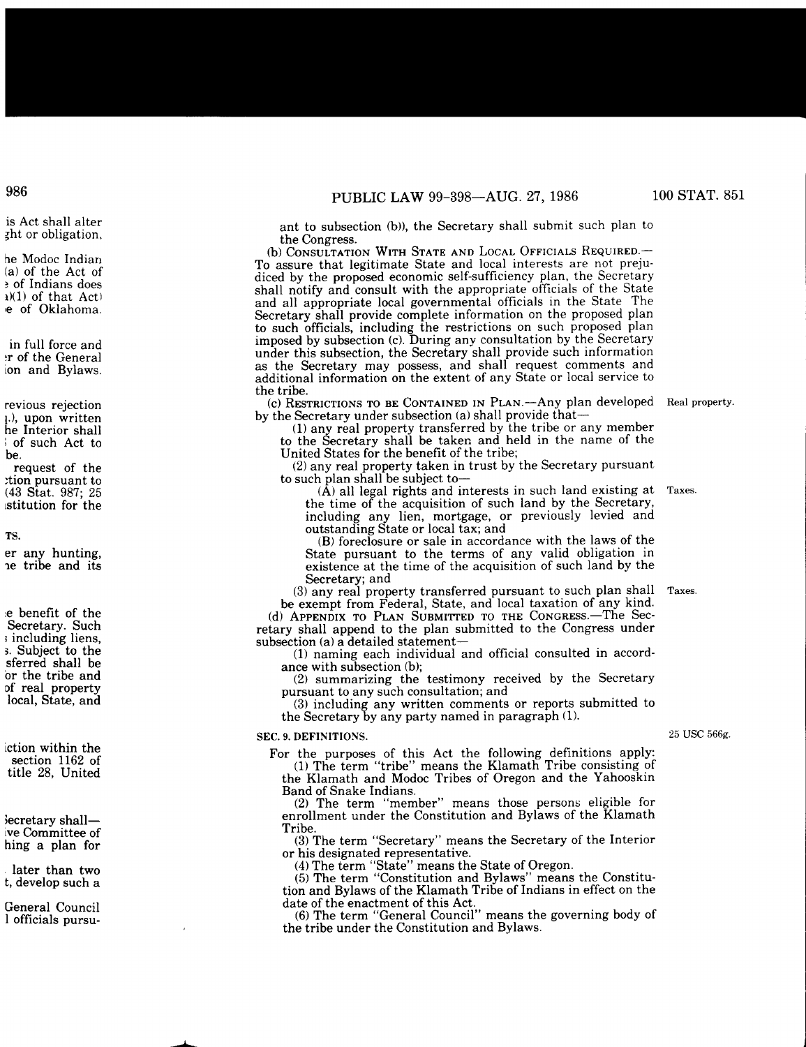ant to subsection (b)), the Secretary shall submit such plan to the Congress.

(b) CONSULTATION WITH STATE AND LOCAL OFFICIALS REQUIRED.—To assure that legitimate State and local interests are not prejudiced by the proposed economic self-sufficiency plan, the Secretary shall notify and consult with the appropriate officials of the State and all appropriate local governmental officials in the State The Secretary shall provide complete information on the proposed plan to such officials, including the restrictions on such proposed plan imposed by subsection (c). During any consultation by the Secretary under this subsection, the Secretary shall provide such information as the Secretary may possess, and shall request comments and additional information on the extent of any State or local service to the tribe.

(c) RESTRICTIONS TO BE CONTAINED IN PLAN.—Any plan developed by the Secretary under subsection (a) shall provide that—

Real property.

(1) any real property transferred by the tribe or any member to the Secretary shall be taken and held in the name of the United States for the benefit of the tribe;

(2) any real property taken in trust by the Secretary pursuant to such plan shall be subject to—

(A) all legal rights and interests in such land existing at the time of the acquisition of such land by the Secretary, including any lien, mortgage, or previously levied and outstanding State or local tax; and

Taxes.

(B) foreclosure or sale in accordance with the laws of the State pursuant to the terms of any valid obligation in existence at the time of the acquisition of such land by the Secretary; and

(3) any real property transferred pursuant to such plan shall be exempt from Federal, State, and local taxation of any kind.

Taxes.

(d) APPENDIX TO PLAN SUBMITTED TO THE CONGRESS.—The Secretary shall append to the plan submitted to the Congress under subsection (a) a detailed statement—

(1) naming each individual and official consulted in accordance with subsection (b);

(2) summarizing the testimony received by the Secretary pursuant to any such consultation; and

(3) including any written comments or reports submitted to the Secretary by any party named in paragraph (1).

**SEC. 9. DEFINITIONS.**

25 USC 566g.

For the purposes of this Act the following definitions apply:

(1) The term "tribe" means the Klamath Tribe consisting of the Klamath and Modoc Tribes of Oregon and the Yahooskin Band of Snake Indians.

(2) The term "member" means those persons eligible for enrollment under the Constitution and Bylaws of the Klamath Tribe.

(3) The term "Secretary" means the Secretary of the Interior or his designated representative.

(4) The term "State" means the State of Oregon.

(5) The term "Constitution and Bylaws" means the Constitution and Bylaws of the Klamath Tribe of Indians in effect on the date of the enactment of this Act.

(6) The term "General Council" means the governing body of the tribe under the Constitution and Bylaws.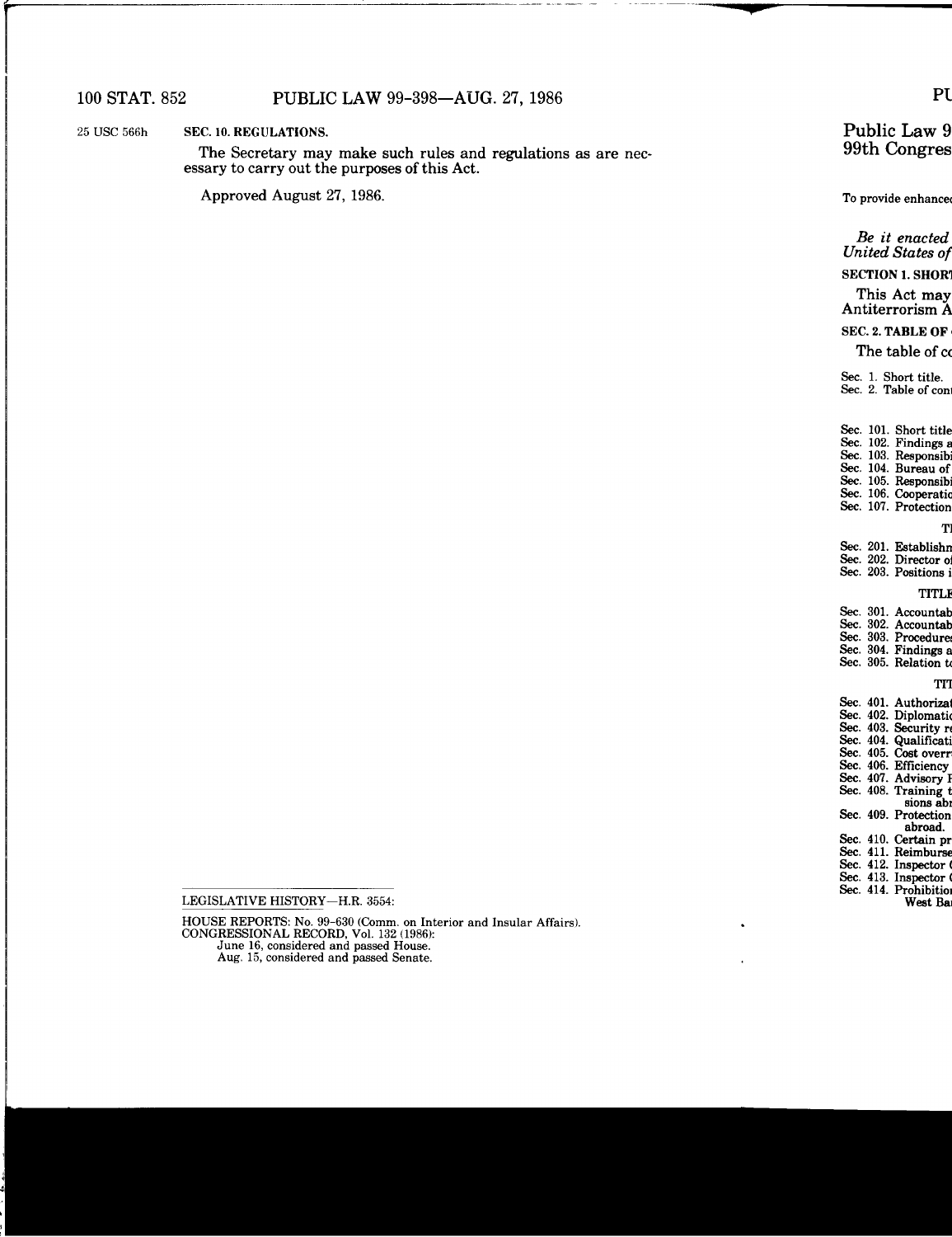25 USC 566h

**SEC. 10. REGULATIONS.**

The Secretary may make such rules and regulations as are necessary to carry out the purposes of this Act.

Approved August 27, 1986.

---

LEGISLATIVE HISTORY—H.R. 3554:

HOUSE REPORTS: No. 99-630 (Comm. on Interior and Insular Affairs).
CONGRESSIONAL RECORD, Vol. 132 (1986):
June 16, considered and passed House.
Aug. 15, considered and passed Senate.